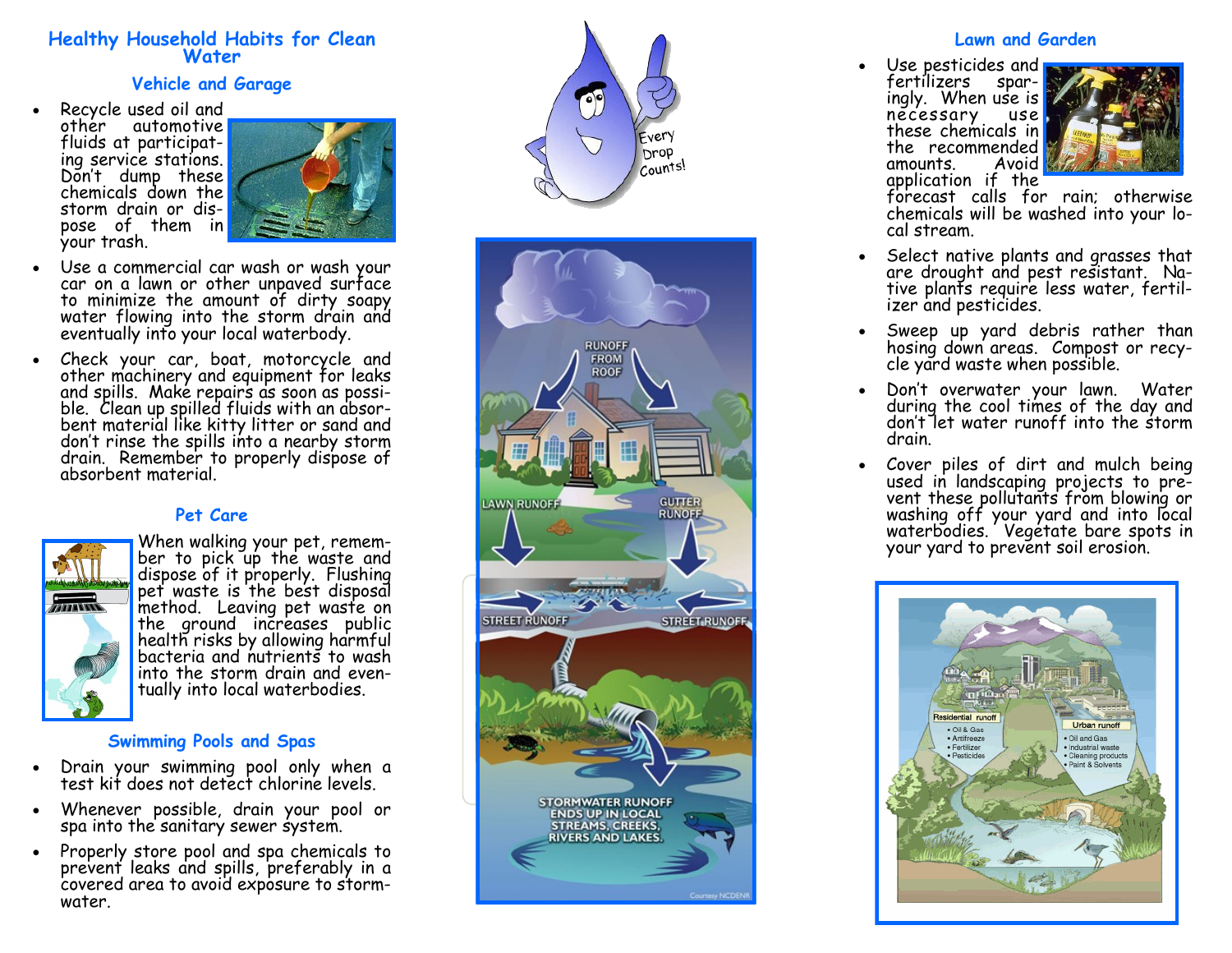# Healthy Household Habits for Clean Water

## Vehicle and Garage

- Recycle used oil and other automotive fluids at participating service stations. Don't dump these chemicals down the storm drain or dispose of them in your trash.
- Use a commercial car wash or wash your car on a lawn or other unpaved surface to minimize the amount of dirty soapy water flowing into the storm drain and eventually into your local waterbody.
- Check your car, boat, motorcycle and other machinery and equipment for leaks and spills. Make repairs as soon as possible. Clean up spilled fluids with an absorbent material like kitty litter or sand and don't rinse the spills into a nearby storm drain. Remember to properly dispose of absorbent material.

## Pet Care

When walking your pet, remember to pick up the waste and dispose of it properly. Flushing pet waste is the best disposal method. Leaving pet waste on the ground increases public health risks by allowing harmful bacteria and nutrients to wash into the storm drain and eventually into local waterbodies.

## Swimming Pools and Spas

- Drain your swimming pool only when a test kit does not detect chlorine levels.
- Whenever possible, drain your pool or spa into the sanitary sewer system.
- Properly store pool and spa chemicals to prevent leaks and spills, preferably in a covered area to avoid exposure to stormwater.

Every Drop Counts!

RUNOFF FROM ROOF

LAWN RUNOFF

GUTTER RUNOFF

STREET RUNOFF

STREET RUNOFF

STORMWATER RUNOFF ENDS UP IN LOCAL STREAMS, CREEKS, RIVERS AND LAKES.

Courtesy NCDENR

## Lawn and Garden

- Use pesticides and fertilizers sparingly. When use is necessary use these chemicals in the recommended amounts. Avoid application if the forecast calls for rain; otherwise chemicals will be washed into your local stream.
- Select native plants and grasses that are drought and pest resistant. Native plants require less water, fertilizer and pesticides.
- Sweep up yard debris rather than hosing down areas. Compost or recycle yard waste when possible.
- Don't overwater your lawn. Water during the cool times of the day and don't let water runoff into the storm drain.
- Cover piles of dirt and mulch being used in landscaping projects to prevent these pollutants from blowing or washing off your yard and into local waterbodies. Vegetate bare spots in your yard to prevent soil erosion.

Residential runoff
- Oil & Gas
- Antifreeze
- Fertilizer
- Pesticides

Urban runoff
- Oil and Gas
- Industrial waste
- Cleaning products
- Paint & Solvents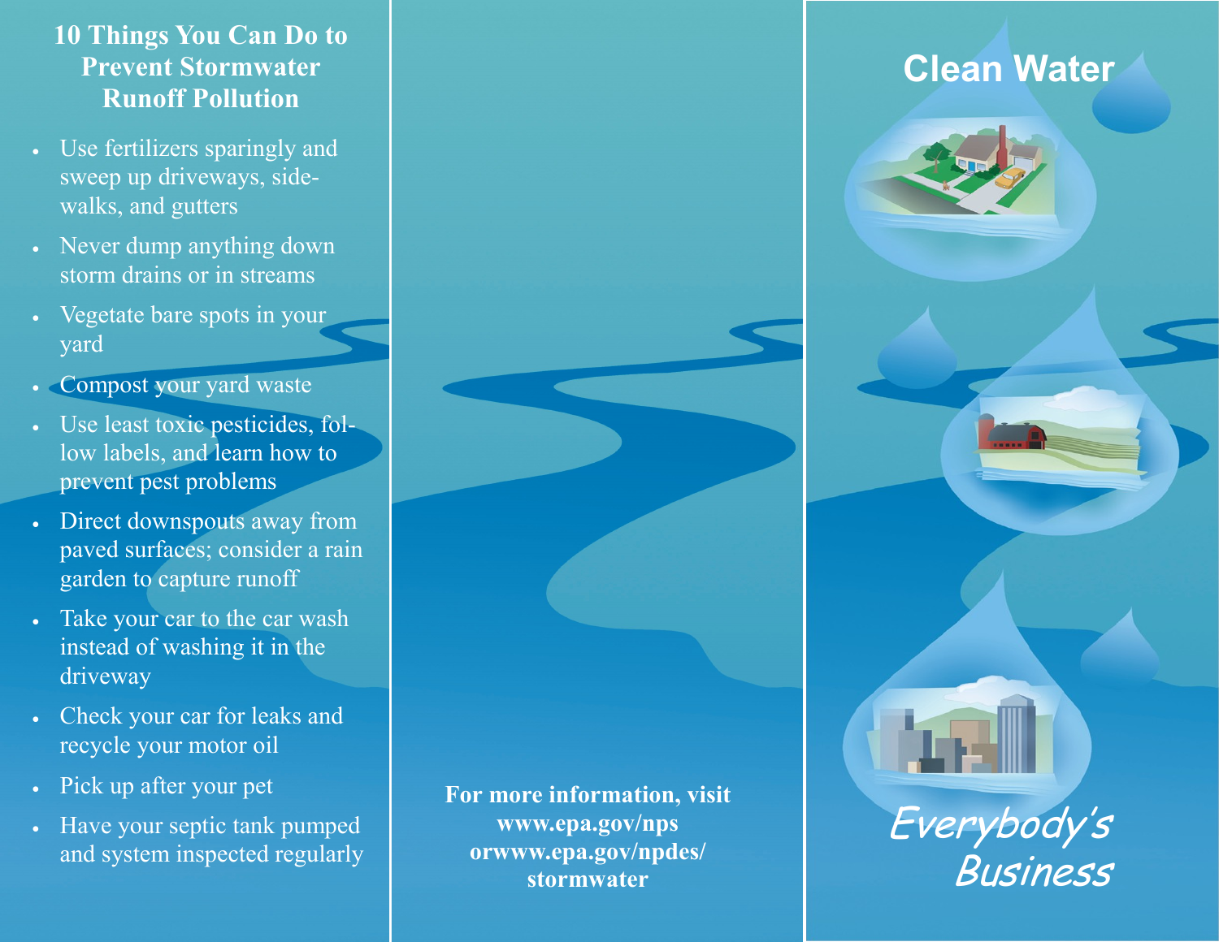## 10 Things You Can Do to Prevent Stormwater Runoff Pollution

- Use fertilizers sparingly and sweep up driveways, sidewalks, and gutters
- Never dump anything down storm drains or in streams
- Vegetate bare spots in your yard
- Compost your yard waste
- Use least toxic pesticides, follow labels, and learn how to prevent pest problems
- Direct downspouts away from paved surfaces; consider a rain garden to capture runoff
- Take your car to the car wash instead of washing it in the driveway
- Check your car for leaks and recycle your motor oil
- Pick up after your pet
- Have your septic tank pumped and system inspected regularly

**For more information, visit www.epa.gov/nps orwww.epa.gov/npdes/stormwater**

# Clean Water

*Everybody's Business*